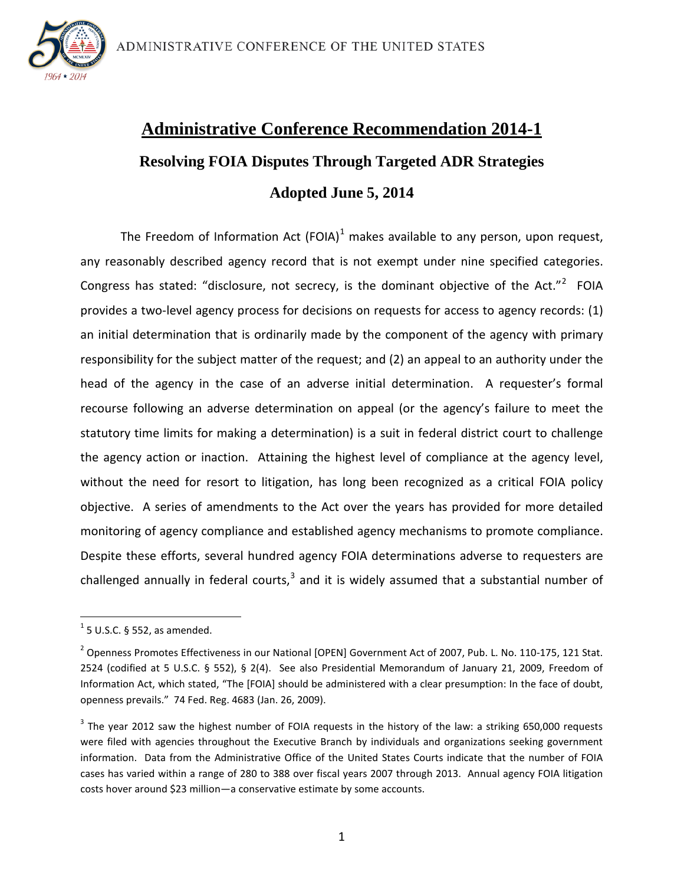# Administrative Conference Recommendation 2014-1

## Resolving FOIA Disputes Through Targeted ADR Strategies

## Adopted June 5, 2014

The Freedom of Information Act (FOIA)[1] makes available to any person, upon request, any reasonably described agency record that is not exempt under nine specified categories. Congress has stated: "disclosure, not secrecy, is the dominant objective of the Act."[2] FOIA provides a two-level agency process for decisions on requests for access to agency records: (1) an initial determination that is ordinarily made by the component of the agency with primary responsibility for the subject matter of the request; and (2) an appeal to an authority under the head of the agency in the case of an adverse initial determination. A requester's formal recourse following an adverse determination on appeal (or the agency's failure to meet the statutory time limits for making a determination) is a suit in federal district court to challenge the agency action or inaction. Attaining the highest level of compliance at the agency level, without the need for resort to litigation, has long been recognized as a critical FOIA policy objective. A series of amendments to the Act over the years has provided for more detailed monitoring of agency compliance and established agency mechanisms to promote compliance. Despite these efforts, several hundred agency FOIA determinations adverse to requesters are challenged annually in federal courts,[3] and it is widely assumed that a substantial number of

---

[1] 5 U.S.C. § 552, as amended.

[2] Openness Promotes Effectiveness in our National [OPEN] Government Act of 2007, Pub. L. No. 110-175, 121 Stat. 2524 (codified at 5 U.S.C. § 552), § 2(4). See also Presidential Memorandum of January 21, 2009, Freedom of Information Act, which stated, "The [FOIA] should be administered with a clear presumption: In the face of doubt, openness prevails." 74 Fed. Reg. 4683 (Jan. 26, 2009).

[3] The year 2012 saw the highest number of FOIA requests in the history of the law: a striking 650,000 requests were filed with agencies throughout the Executive Branch by individuals and organizations seeking government information. Data from the Administrative Office of the United States Courts indicate that the number of FOIA cases has varied within a range of 280 to 388 over fiscal years 2007 through 2013. Annual agency FOIA litigation costs hover around $23 million—a conservative estimate by some accounts.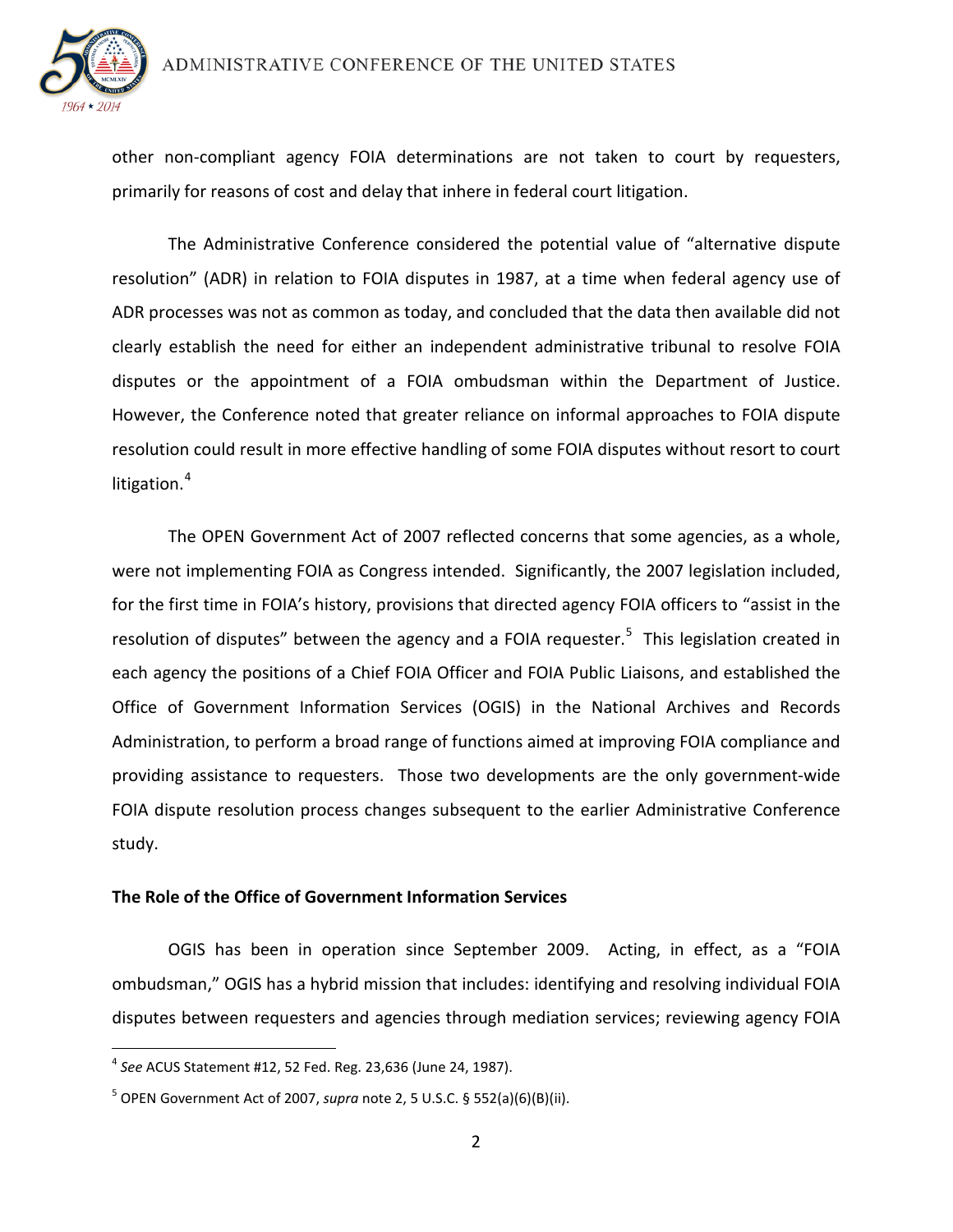other non-compliant agency FOIA determinations are not taken to court by requesters, primarily for reasons of cost and delay that inhere in federal court litigation.

The Administrative Conference considered the potential value of "alternative dispute resolution" (ADR) in relation to FOIA disputes in 1987, at a time when federal agency use of ADR processes was not as common as today, and concluded that the data then available did not clearly establish the need for either an independent administrative tribunal to resolve FOIA disputes or the appointment of a FOIA ombudsman within the Department of Justice. However, the Conference noted that greater reliance on informal approaches to FOIA dispute resolution could result in more effective handling of some FOIA disputes without resort to court litigation.[4]

The OPEN Government Act of 2007 reflected concerns that some agencies, as a whole, were not implementing FOIA as Congress intended. Significantly, the 2007 legislation included, for the first time in FOIA's history, provisions that directed agency FOIA officers to "assist in the resolution of disputes" between the agency and a FOIA requester.[5] This legislation created in each agency the positions of a Chief FOIA Officer and FOIA Public Liaisons, and established the Office of Government Information Services (OGIS) in the National Archives and Records Administration, to perform a broad range of functions aimed at improving FOIA compliance and providing assistance to requesters. Those two developments are the only government-wide FOIA dispute resolution process changes subsequent to the earlier Administrative Conference study.

**The Role of the Office of Government Information Services**

OGIS has been in operation since September 2009. Acting, in effect, as a "FOIA ombudsman," OGIS has a hybrid mission that includes: identifying and resolving individual FOIA disputes between requesters and agencies through mediation services; reviewing agency FOIA

[4] *See* ACUS Statement #12, 52 Fed. Reg. 23,636 (June 24, 1987).

[5] OPEN Government Act of 2007, *supra* note 2, 5 U.S.C. § 552(a)(6)(B)(ii).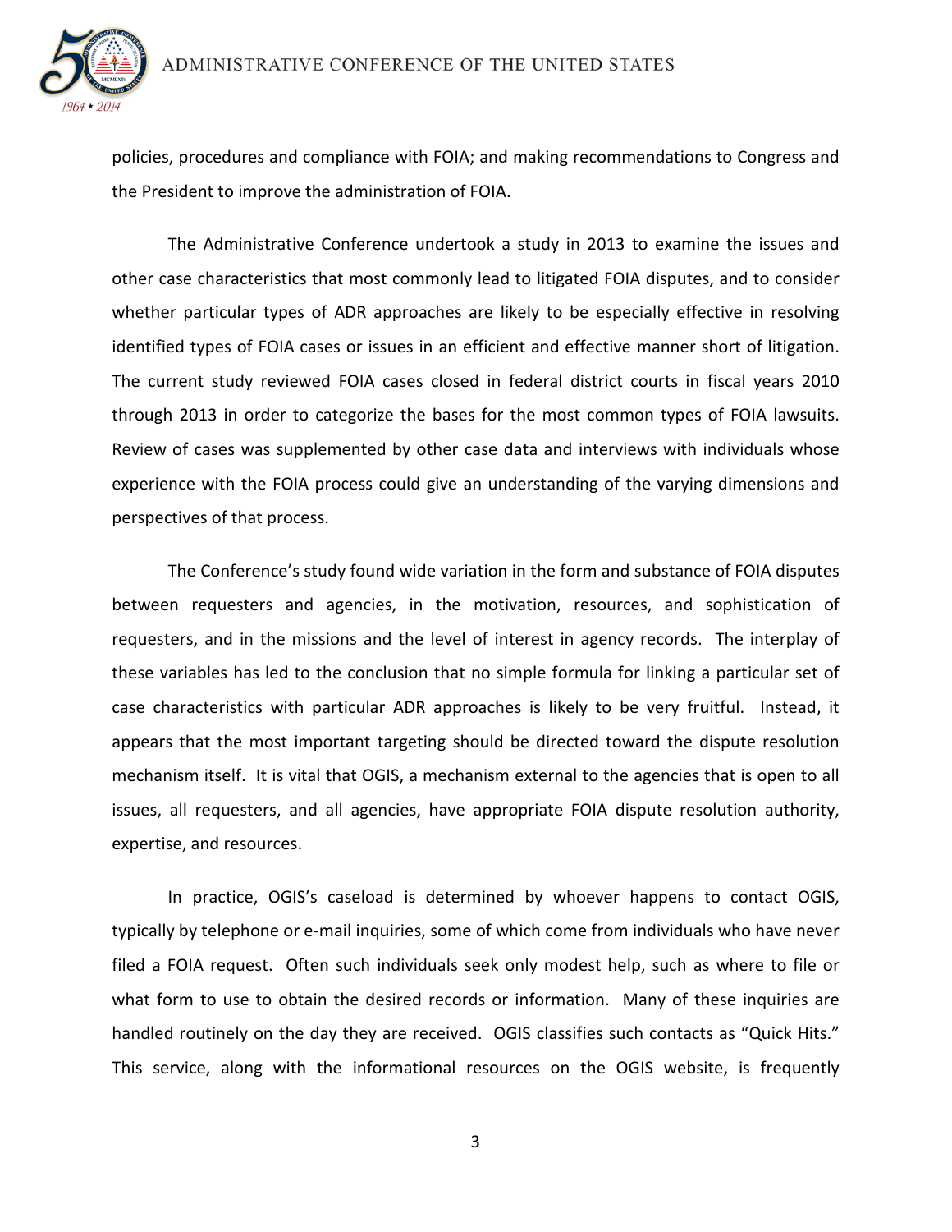policies, procedures and compliance with FOIA; and making recommendations to Congress and the President to improve the administration of FOIA.

The Administrative Conference undertook a study in 2013 to examine the issues and other case characteristics that most commonly lead to litigated FOIA disputes, and to consider whether particular types of ADR approaches are likely to be especially effective in resolving identified types of FOIA cases or issues in an efficient and effective manner short of litigation. The current study reviewed FOIA cases closed in federal district courts in fiscal years 2010 through 2013 in order to categorize the bases for the most common types of FOIA lawsuits. Review of cases was supplemented by other case data and interviews with individuals whose experience with the FOIA process could give an understanding of the varying dimensions and perspectives of that process.

The Conference's study found wide variation in the form and substance of FOIA disputes between requesters and agencies, in the motivation, resources, and sophistication of requesters, and in the missions and the level of interest in agency records. The interplay of these variables has led to the conclusion that no simple formula for linking a particular set of case characteristics with particular ADR approaches is likely to be very fruitful. Instead, it appears that the most important targeting should be directed toward the dispute resolution mechanism itself. It is vital that OGIS, a mechanism external to the agencies that is open to all issues, all requesters, and all agencies, have appropriate FOIA dispute resolution authority, expertise, and resources.

In practice, OGIS's caseload is determined by whoever happens to contact OGIS, typically by telephone or e-mail inquiries, some of which come from individuals who have never filed a FOIA request. Often such individuals seek only modest help, such as where to file or what form to use to obtain the desired records or information. Many of these inquiries are handled routinely on the day they are received. OGIS classifies such contacts as "Quick Hits." This service, along with the informational resources on the OGIS website, is frequently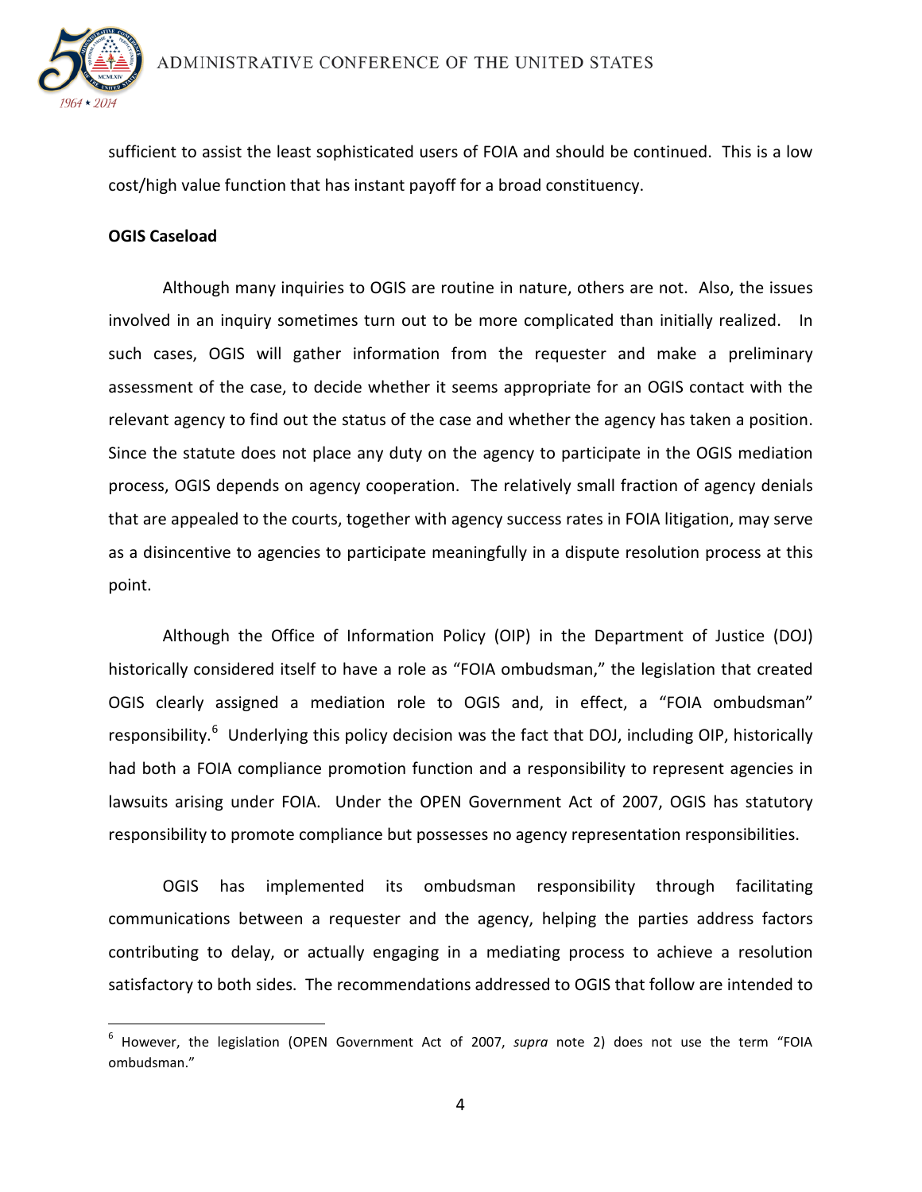sufficient to assist the least sophisticated users of FOIA and should be continued. This is a low cost/high value function that has instant payoff for a broad constituency.

**OGIS Caseload**

Although many inquiries to OGIS are routine in nature, others are not. Also, the issues involved in an inquiry sometimes turn out to be more complicated than initially realized. In such cases, OGIS will gather information from the requester and make a preliminary assessment of the case, to decide whether it seems appropriate for an OGIS contact with the relevant agency to find out the status of the case and whether the agency has taken a position. Since the statute does not place any duty on the agency to participate in the OGIS mediation process, OGIS depends on agency cooperation. The relatively small fraction of agency denials that are appealed to the courts, together with agency success rates in FOIA litigation, may serve as a disincentive to agencies to participate meaningfully in a dispute resolution process at this point.

Although the Office of Information Policy (OIP) in the Department of Justice (DOJ) historically considered itself to have a role as "FOIA ombudsman," the legislation that created OGIS clearly assigned a mediation role to OGIS and, in effect, a "FOIA ombudsman" responsibility.[6] Underlying this policy decision was the fact that DOJ, including OIP, historically had both a FOIA compliance promotion function and a responsibility to represent agencies in lawsuits arising under FOIA. Under the OPEN Government Act of 2007, OGIS has statutory responsibility to promote compliance but possesses no agency representation responsibilities.

OGIS has implemented its ombudsman responsibility through facilitating communications between a requester and the agency, helping the parties address factors contributing to delay, or actually engaging in a mediating process to achieve a resolution satisfactory to both sides. The recommendations addressed to OGIS that follow are intended to

---

[6] However, the legislation (OPEN Government Act of 2007, *supra* note 2) does not use the term "FOIA ombudsman."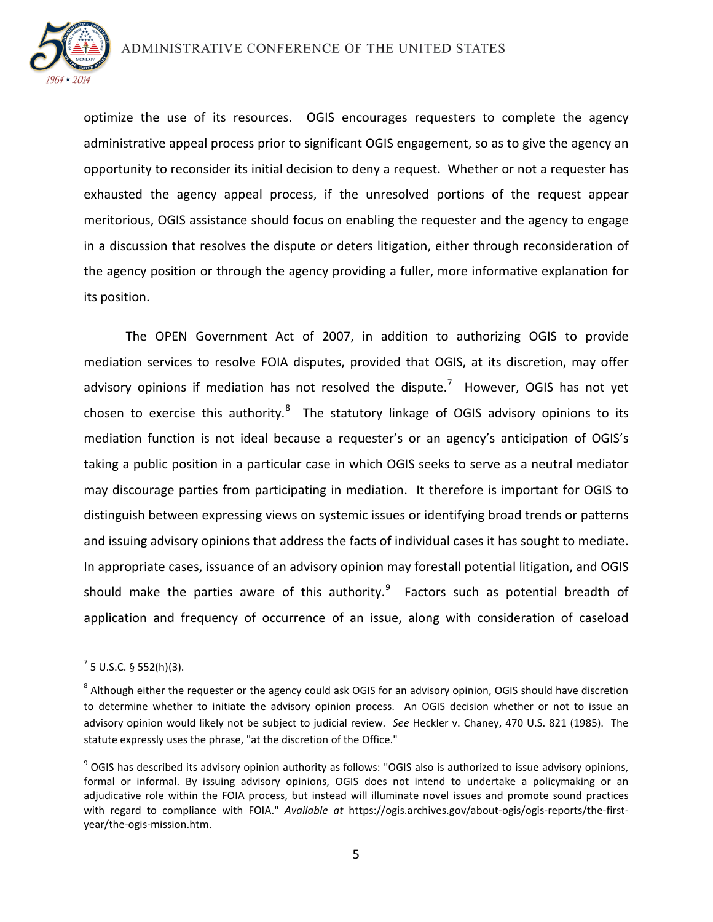optimize the use of its resources. OGIS encourages requesters to complete the agency administrative appeal process prior to significant OGIS engagement, so as to give the agency an opportunity to reconsider its initial decision to deny a request. Whether or not a requester has exhausted the agency appeal process, if the unresolved portions of the request appear meritorious, OGIS assistance should focus on enabling the requester and the agency to engage in a discussion that resolves the dispute or deters litigation, either through reconsideration of the agency position or through the agency providing a fuller, more informative explanation for its position.

The OPEN Government Act of 2007, in addition to authorizing OGIS to provide mediation services to resolve FOIA disputes, provided that OGIS, at its discretion, may offer advisory opinions if mediation has not resolved the dispute.[7] However, OGIS has not yet chosen to exercise this authority.[8] The statutory linkage of OGIS advisory opinions to its mediation function is not ideal because a requester's or an agency's anticipation of OGIS's taking a public position in a particular case in which OGIS seeks to serve as a neutral mediator may discourage parties from participating in mediation. It therefore is important for OGIS to distinguish between expressing views on systemic issues or identifying broad trends or patterns and issuing advisory opinions that address the facts of individual cases it has sought to mediate. In appropriate cases, issuance of an advisory opinion may forestall potential litigation, and OGIS should make the parties aware of this authority.[9] Factors such as potential breadth of application and frequency of occurrence of an issue, along with consideration of caseload

---

[7] 5 U.S.C. § 552(h)(3).

[8] Although either the requester or the agency could ask OGIS for an advisory opinion, OGIS should have discretion to determine whether to initiate the advisory opinion process. An OGIS decision whether or not to issue an advisory opinion would likely not be subject to judicial review. *See* Heckler v. Chaney, 470 U.S. 821 (1985). The statute expressly uses the phrase, "at the discretion of the Office."

[9] OGIS has described its advisory opinion authority as follows: "OGIS also is authorized to issue advisory opinions, formal or informal. By issuing advisory opinions, OGIS does not intend to undertake a policymaking or an adjudicative role within the FOIA process, but instead will illuminate novel issues and promote sound practices with regard to compliance with FOIA." *Available at* https://ogis.archives.gov/about-ogis/ogis-reports/the-first-year/the-ogis-mission.htm.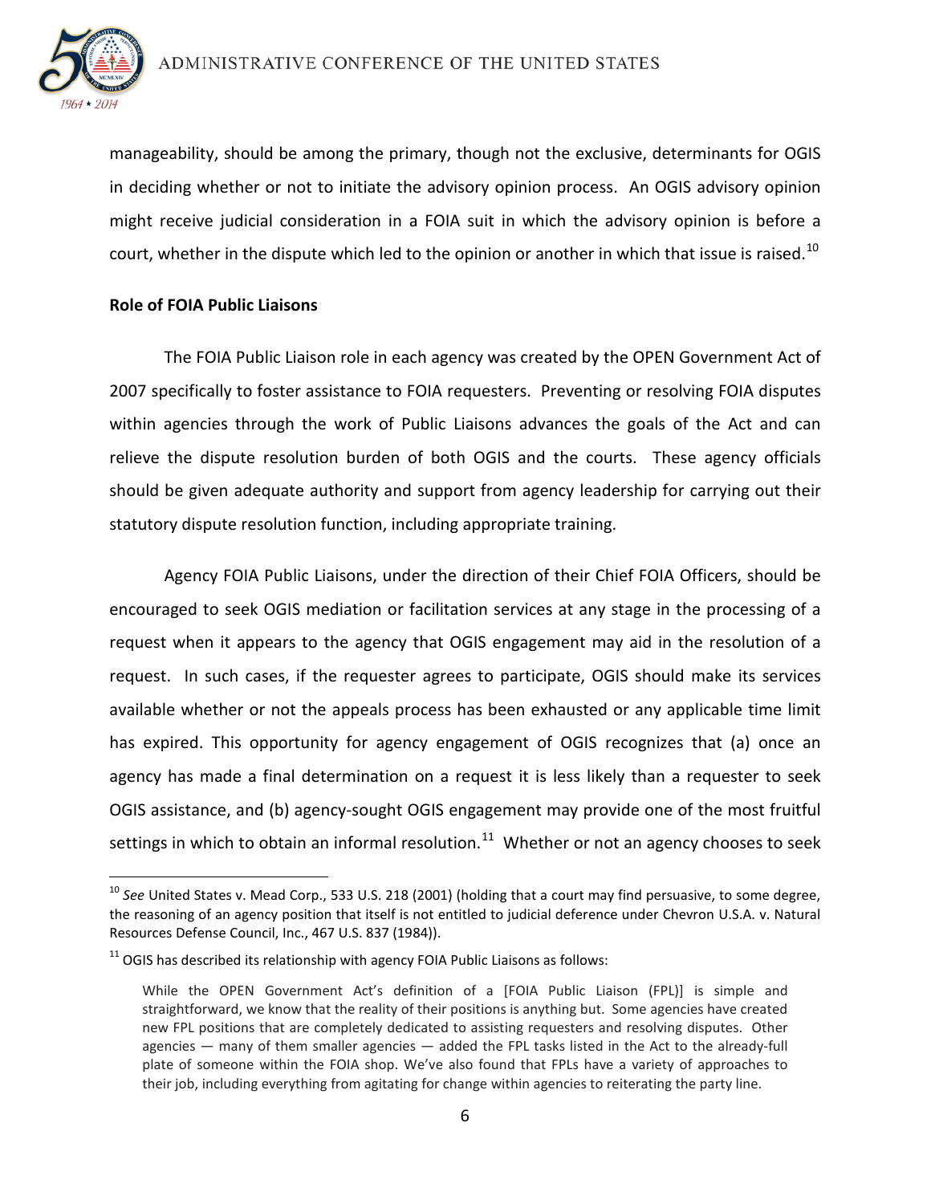manageability, should be among the primary, though not the exclusive, determinants for OGIS in deciding whether or not to initiate the advisory opinion process. An OGIS advisory opinion might receive judicial consideration in a FOIA suit in which the advisory opinion is before a court, whether in the dispute which led to the opinion or another in which that issue is raised.[10]

**Role of FOIA Public Liaisons**

The FOIA Public Liaison role in each agency was created by the OPEN Government Act of 2007 specifically to foster assistance to FOIA requesters. Preventing or resolving FOIA disputes within agencies through the work of Public Liaisons advances the goals of the Act and can relieve the dispute resolution burden of both OGIS and the courts. These agency officials should be given adequate authority and support from agency leadership for carrying out their statutory dispute resolution function, including appropriate training.

Agency FOIA Public Liaisons, under the direction of their Chief FOIA Officers, should be encouraged to seek OGIS mediation or facilitation services at any stage in the processing of a request when it appears to the agency that OGIS engagement may aid in the resolution of a request. In such cases, if the requester agrees to participate, OGIS should make its services available whether or not the appeals process has been exhausted or any applicable time limit has expired. This opportunity for agency engagement of OGIS recognizes that (a) once an agency has made a final determination on a request it is less likely than a requester to seek OGIS assistance, and (b) agency-sought OGIS engagement may provide one of the most fruitful settings in which to obtain an informal resolution.[11] Whether or not an agency chooses to seek

---

[10] *See* United States v. Mead Corp., 533 U.S. 218 (2001) (holding that a court may find persuasive, to some degree, the reasoning of an agency position that itself is not entitled to judicial deference under Chevron U.S.A. v. Natural Resources Defense Council, Inc., 467 U.S. 837 (1984)).

[11] OGIS has described its relationship with agency FOIA Public Liaisons as follows:

> While the OPEN Government Act's definition of a [FOIA Public Liaison (FPL)] is simple and straightforward, we know that the reality of their positions is anything but. Some agencies have created new FPL positions that are completely dedicated to assisting requesters and resolving disputes. Other agencies — many of them smaller agencies — added the FPL tasks listed in the Act to the already-full plate of someone within the FOIA shop. We've also found that FPLs have a variety of approaches to their job, including everything from agitating for change within agencies to reiterating the party line.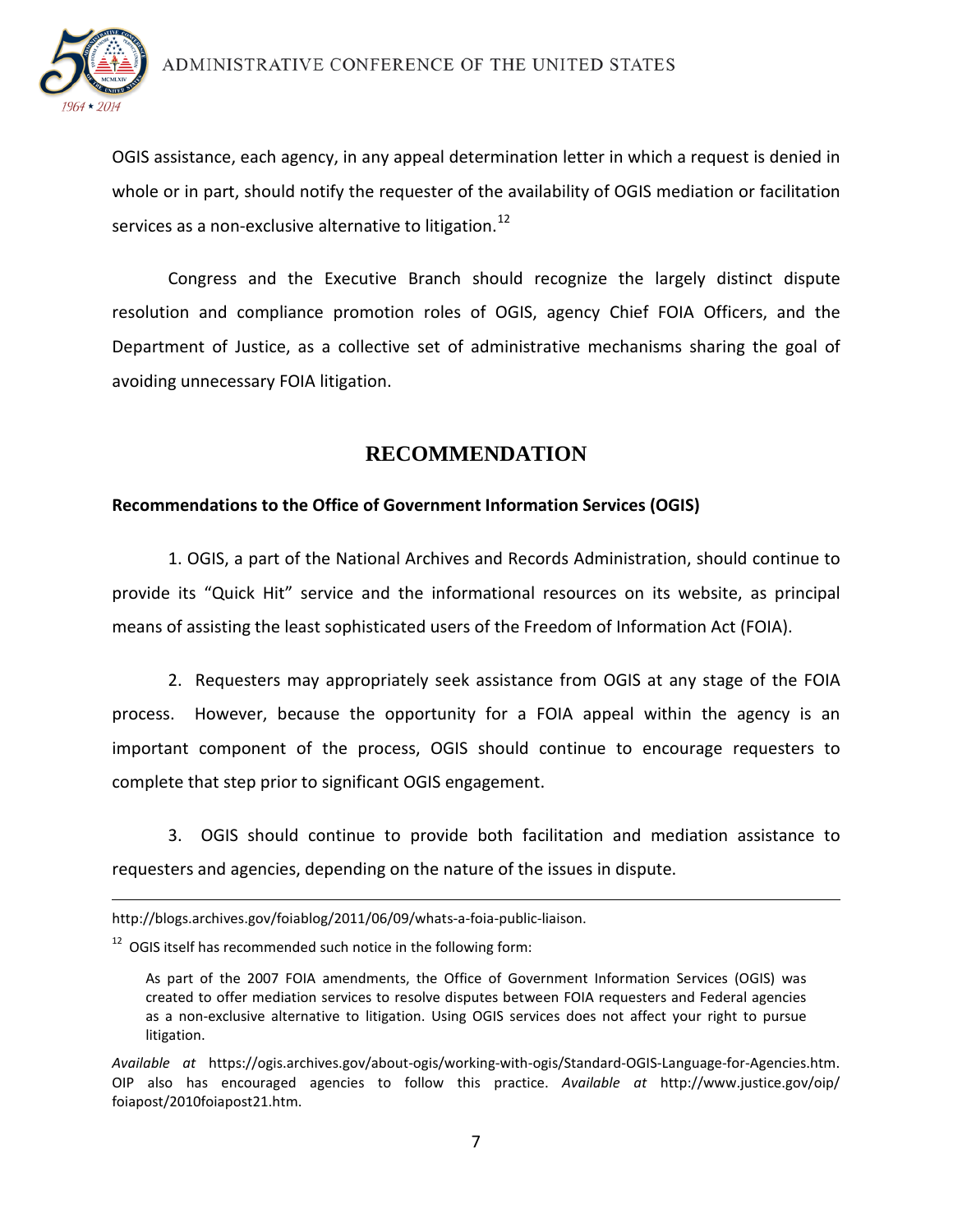OGIS assistance, each agency, in any appeal determination letter in which a request is denied in whole or in part, should notify the requester of the availability of OGIS mediation or facilitation services as a non-exclusive alternative to litigation.[12]

Congress and the Executive Branch should recognize the largely distinct dispute resolution and compliance promotion roles of OGIS, agency Chief FOIA Officers, and the Department of Justice, as a collective set of administrative mechanisms sharing the goal of avoiding unnecessary FOIA litigation.

## RECOMMENDATION

**Recommendations to the Office of Government Information Services (OGIS)**

1. OGIS, a part of the National Archives and Records Administration, should continue to provide its "Quick Hit" service and the informational resources on its website, as principal means of assisting the least sophisticated users of the Freedom of Information Act (FOIA).

2. Requesters may appropriately seek assistance from OGIS at any stage of the FOIA process. However, because the opportunity for a FOIA appeal within the agency is an important component of the process, OGIS should continue to encourage requesters to complete that step prior to significant OGIS engagement.

3. OGIS should continue to provide both facilitation and mediation assistance to requesters and agencies, depending on the nature of the issues in dispute.

---

http://blogs.archives.gov/foiablog/2011/06/09/whats-a-foia-public-liaison.

[12] OGIS itself has recommended such notice in the following form:

> As part of the 2007 FOIA amendments, the Office of Government Information Services (OGIS) was created to offer mediation services to resolve disputes between FOIA requesters and Federal agencies as a non-exclusive alternative to litigation. Using OGIS services does not affect your right to pursue litigation.

*Available at* https://ogis.archives.gov/about-ogis/working-with-ogis/Standard-OGIS-Language-for-Agencies.htm. OIP also has encouraged agencies to follow this practice. *Available at* http://www.justice.gov/oip/foiapost/2010foiapost21.htm.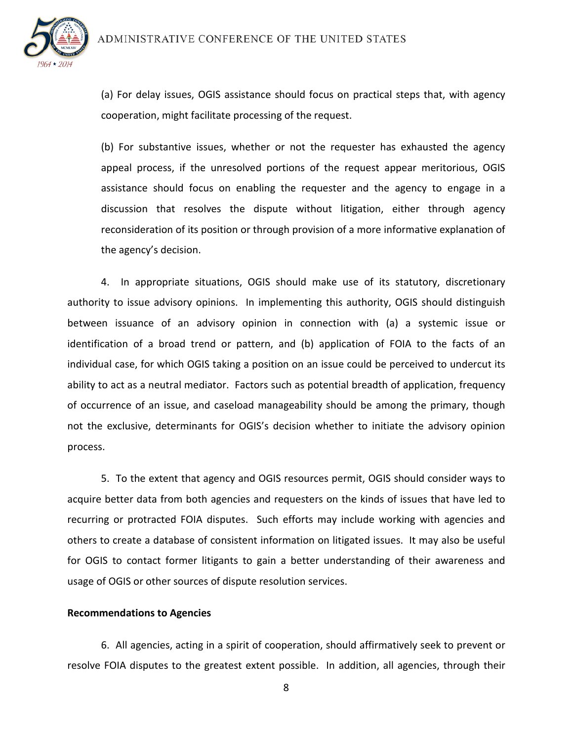(a) For delay issues, OGIS assistance should focus on practical steps that, with agency cooperation, might facilitate processing of the request.

(b) For substantive issues, whether or not the requester has exhausted the agency appeal process, if the unresolved portions of the request appear meritorious, OGIS assistance should focus on enabling the requester and the agency to engage in a discussion that resolves the dispute without litigation, either through agency reconsideration of its position or through provision of a more informative explanation of the agency's decision.

4. In appropriate situations, OGIS should make use of its statutory, discretionary authority to issue advisory opinions. In implementing this authority, OGIS should distinguish between issuance of an advisory opinion in connection with (a) a systemic issue or identification of a broad trend or pattern, and (b) application of FOIA to the facts of an individual case, for which OGIS taking a position on an issue could be perceived to undercut its ability to act as a neutral mediator. Factors such as potential breadth of application, frequency of occurrence of an issue, and caseload manageability should be among the primary, though not the exclusive, determinants for OGIS's decision whether to initiate the advisory opinion process.

5. To the extent that agency and OGIS resources permit, OGIS should consider ways to acquire better data from both agencies and requesters on the kinds of issues that have led to recurring or protracted FOIA disputes. Such efforts may include working with agencies and others to create a database of consistent information on litigated issues. It may also be useful for OGIS to contact former litigants to gain a better understanding of their awareness and usage of OGIS or other sources of dispute resolution services.

**Recommendations to Agencies**

6. All agencies, acting in a spirit of cooperation, should affirmatively seek to prevent or resolve FOIA disputes to the greatest extent possible. In addition, all agencies, through their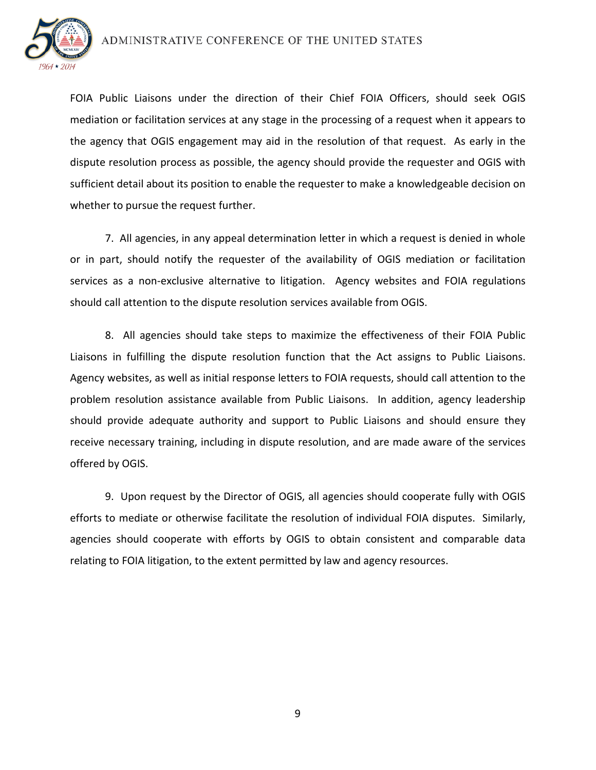FOIA Public Liaisons under the direction of their Chief FOIA Officers, should seek OGIS mediation or facilitation services at any stage in the processing of a request when it appears to the agency that OGIS engagement may aid in the resolution of that request. As early in the dispute resolution process as possible, the agency should provide the requester and OGIS with sufficient detail about its position to enable the requester to make a knowledgeable decision on whether to pursue the request further.

7. All agencies, in any appeal determination letter in which a request is denied in whole or in part, should notify the requester of the availability of OGIS mediation or facilitation services as a non-exclusive alternative to litigation. Agency websites and FOIA regulations should call attention to the dispute resolution services available from OGIS.

8. All agencies should take steps to maximize the effectiveness of their FOIA Public Liaisons in fulfilling the dispute resolution function that the Act assigns to Public Liaisons. Agency websites, as well as initial response letters to FOIA requests, should call attention to the problem resolution assistance available from Public Liaisons. In addition, agency leadership should provide adequate authority and support to Public Liaisons and should ensure they receive necessary training, including in dispute resolution, and are made aware of the services offered by OGIS.

9. Upon request by the Director of OGIS, all agencies should cooperate fully with OGIS efforts to mediate or otherwise facilitate the resolution of individual FOIA disputes. Similarly, agencies should cooperate with efforts by OGIS to obtain consistent and comparable data relating to FOIA litigation, to the extent permitted by law and agency resources.